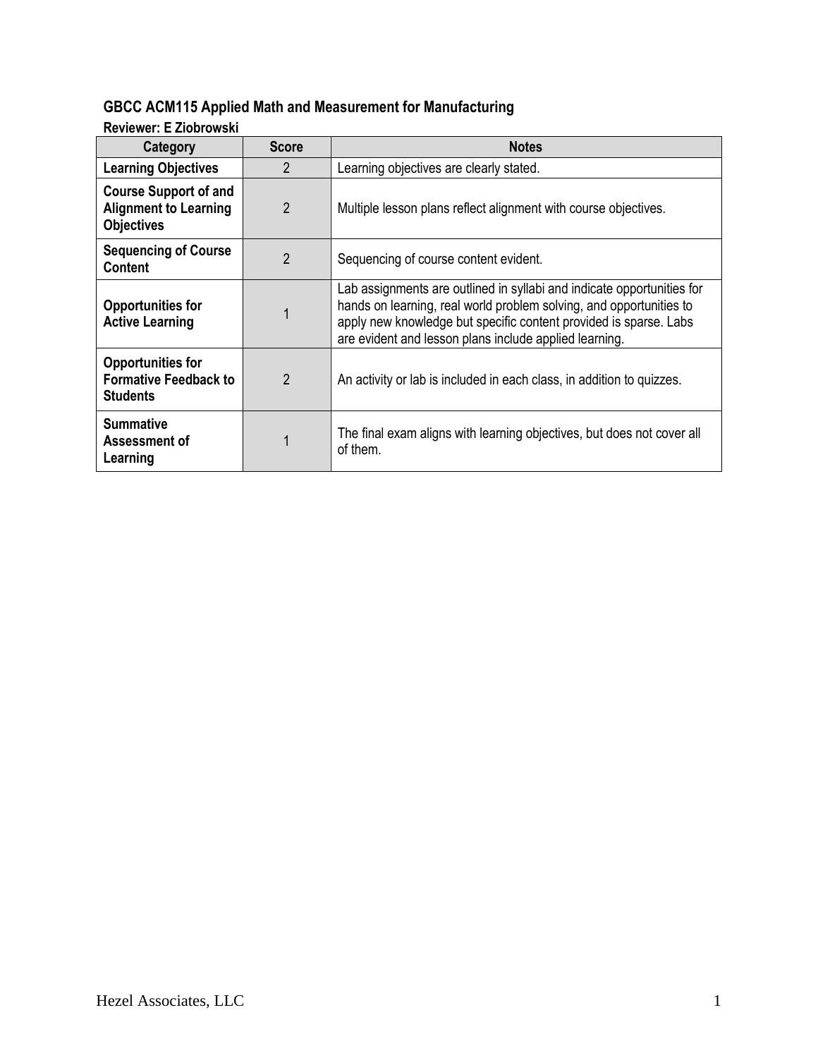### GBCC ACM115 Applied Math and Measurement for Manufacturing

**Reviewer: E Ziobrowski**

| Category | Score | Notes |
|---|---|---|
| **Learning Objectives** | 2 | Learning objectives are clearly stated. |
| **Course Support of and Alignment to Learning Objectives** | 2 | Multiple lesson plans reflect alignment with course objectives. |
| **Sequencing of Course Content** | 2 | Sequencing of course content evident. |
| **Opportunities for Active Learning** | 1 | Lab assignments are outlined in syllabi and indicate opportunities for hands on learning, real world problem solving, and opportunities to apply new knowledge but specific content provided is sparse. Labs are evident and lesson plans include applied learning. |
| **Opportunities for Formative Feedback to Students** | 2 | An activity or lab is included in each class, in addition to quizzes. |
| **Summative Assessment of Learning** | 1 | The final exam aligns with learning objectives, but does not cover all of them. |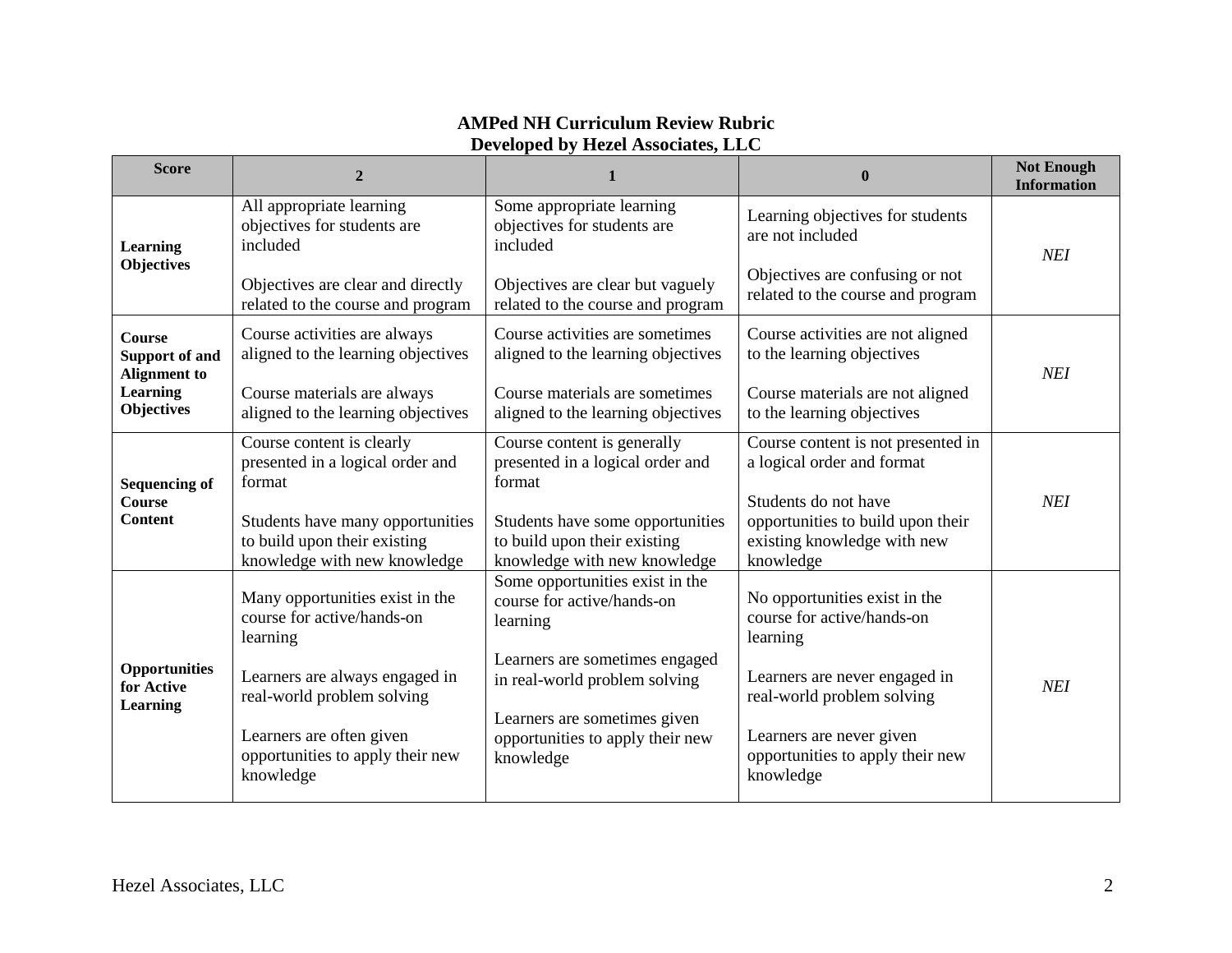**AMPed NH Curriculum Review Rubric**
**Developed by Hezel Associates, LLC**

| Score | 2 | 1 | 0 | Not Enough Information |
|---|---|---|---|---|
| **Learning Objectives** | All appropriate learning objectives for students are included<br><br>Objectives are clear and directly related to the course and program | Some appropriate learning objectives for students are included<br><br>Objectives are clear but vaguely related to the course and program | Learning objectives for students are not included<br><br>Objectives are confusing or not related to the course and program | *NEI* |
| **Course Support of and Alignment to Learning Objectives** | Course activities are always aligned to the learning objectives<br><br>Course materials are always aligned to the learning objectives | Course activities are sometimes aligned to the learning objectives<br><br>Course materials are sometimes aligned to the learning objectives | Course activities are not aligned to the learning objectives<br><br>Course materials are not aligned to the learning objectives | *NEI* |
| **Sequencing of Course Content** | Course content is clearly presented in a logical order and format<br><br>Students have many opportunities to build upon their existing knowledge with new knowledge | Course content is generally presented in a logical order and format<br><br>Students have some opportunities to build upon their existing knowledge with new knowledge | Course content is not presented in a logical order and format<br><br>Students do not have opportunities to build upon their existing knowledge with new knowledge | *NEI* |
| **Opportunities for Active Learning** | Many opportunities exist in the course for active/hands-on learning<br><br>Learners are always engaged in real-world problem solving<br><br>Learners are often given opportunities to apply their new knowledge | Some opportunities exist in the course for active/hands-on learning<br><br>Learners are sometimes engaged in real-world problem solving<br><br>Learners are sometimes given opportunities to apply their new knowledge | No opportunities exist in the course for active/hands-on learning<br><br>Learners are never engaged in real-world problem solving<br><br>Learners are never given opportunities to apply their new knowledge | *NEI* |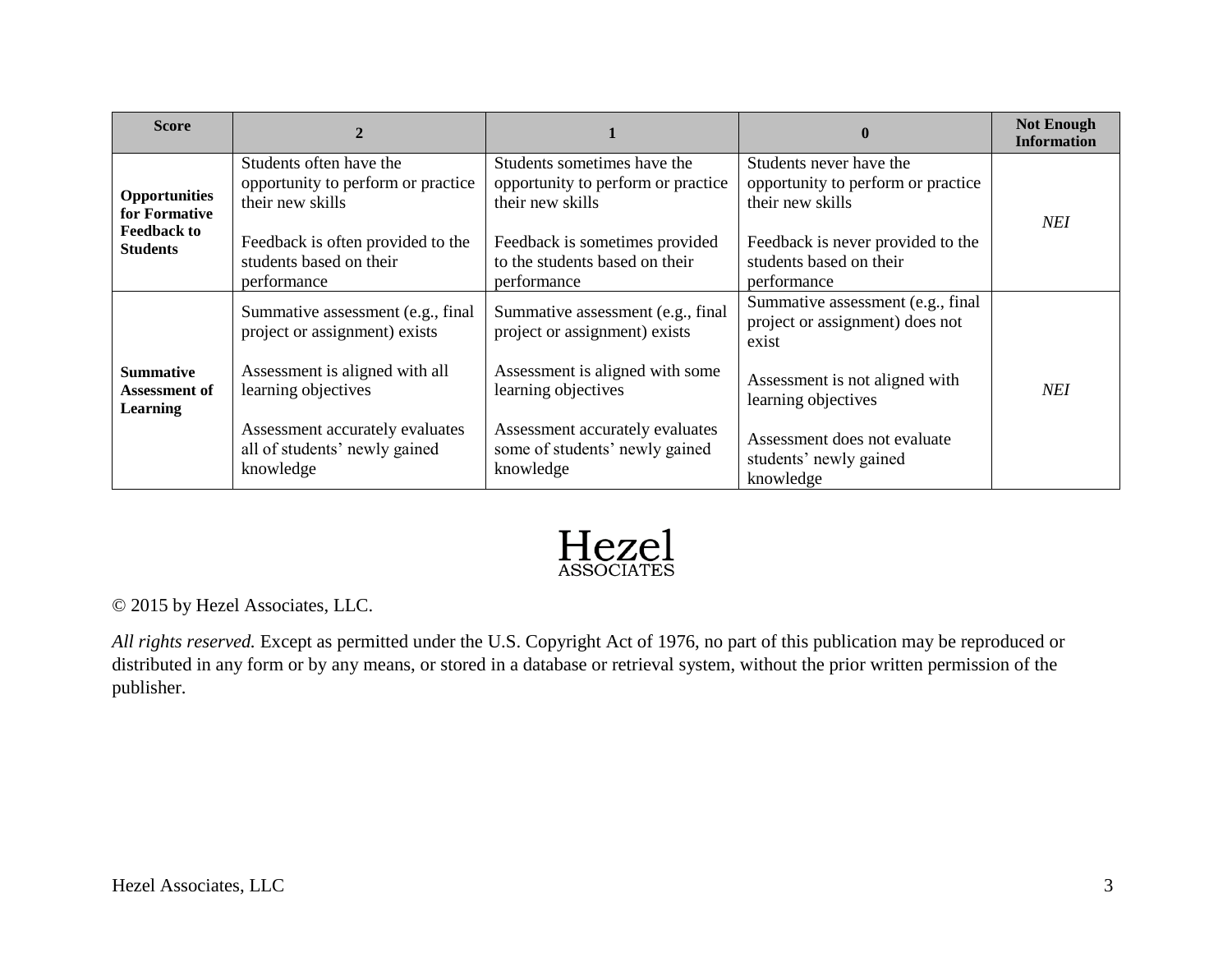| Score | 2 | 1 | 0 | Not Enough Information |
|---|---|---|---|---|
| **Opportunities for Formative Feedback to Students** | Students often have the opportunity to perform or practice their new skills<br><br>Feedback is often provided to the students based on their performance | Students sometimes have the opportunity to perform or practice their new skills<br><br>Feedback is sometimes provided to the students based on their performance | Students never have the opportunity to perform or practice their new skills<br><br>Feedback is never provided to the students based on their performance | *NEI* |
| **Summative Assessment of Learning** | Summative assessment (e.g., final project or assignment) exists<br><br>Assessment is aligned with all learning objectives<br><br>Assessment accurately evaluates all of students' newly gained knowledge | Summative assessment (e.g., final project or assignment) exists<br><br>Assessment is aligned with some learning objectives<br><br>Assessment accurately evaluates some of students' newly gained knowledge | Summative assessment (e.g., final project or assignment) does not exist<br><br>Assessment is not aligned with learning objectives<br><br>Assessment does not evaluate students' newly gained knowledge | *NEI* |

Hezel
ASSOCIATES

© 2015 by Hezel Associates, LLC.

*All rights reserved.* Except as permitted under the U.S. Copyright Act of 1976, no part of this publication may be reproduced or distributed in any form or by any means, or stored in a database or retrieval system, without the prior written permission of the publisher.